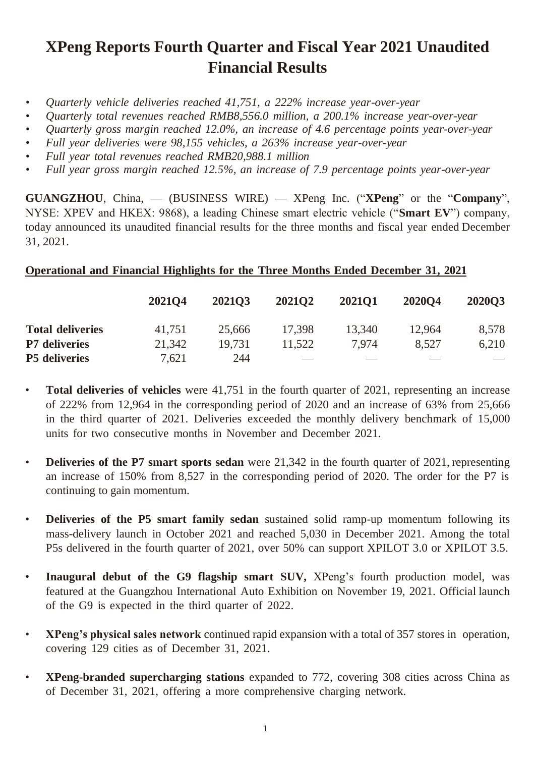# XPeng Reports Fourth Quarter and Fiscal Year 2021 Unaudited Financial Results

- *Quarterly vehicle deliveries reached 41,751, a 222% increase year-over-year*
- *Quarterly total revenues reached RMB8,556.0 million, a 200.1% increase year-over-year*
- *Quarterly gross margin reached 12.0%, an increase of 4.6 percentage points year-over-year*
- *Full year deliveries were 98,155 vehicles, a 263% increase year-over-year*
- *Full year total revenues reached RMB20,988.1 million*
- *Full year gross margin reached 12.5%, an increase of 7.9 percentage points year-over-year*

**GUANGZHOU**, China, — (BUSINESS WIRE) — XPeng Inc. ("**XPeng**" or the "**Company**", NYSE: XPEV and HKEX: 9868), a leading Chinese smart electric vehicle ("**Smart EV**") company, today announced its unaudited financial results for the three months and fiscal year ended December 31, 2021.

**Operational and Financial Highlights for the Three Months Ended December 31, 2021**

| | 2021Q4 | 2021Q3 | 2021Q2 | 2021Q1 | 2020Q4 | 2020Q3 |
|---|---|---|---|---|---|---|
| **Total deliveries** | 41,751 | 25,666 | 17,398 | 13,340 | 12,964 | 8,578 |
| **P7 deliveries** | 21,342 | 19,731 | 11,522 | 7,974 | 8,527 | 6,210 |
| **P5 deliveries** | 7,621 | 244 | — | — | — | — |

- **Total deliveries of vehicles** were 41,751 in the fourth quarter of 2021, representing an increase of 222% from 12,964 in the corresponding period of 2020 and an increase of 63% from 25,666 in the third quarter of 2021. Deliveries exceeded the monthly delivery benchmark of 15,000 units for two consecutive months in November and December 2021.

- **Deliveries of the P7 smart sports sedan** were 21,342 in the fourth quarter of 2021, representing an increase of 150% from 8,527 in the corresponding period of 2020. The order for the P7 is continuing to gain momentum.

- **Deliveries of the P5 smart family sedan** sustained solid ramp-up momentum following its mass-delivery launch in October 2021 and reached 5,030 in December 2021. Among the total P5s delivered in the fourth quarter of 2021, over 50% can support XPILOT 3.0 or XPILOT 3.5.

- **Inaugural debut of the G9 flagship smart SUV,** XPeng's fourth production model, was featured at the Guangzhou International Auto Exhibition on November 19, 2021. Official launch of the G9 is expected in the third quarter of 2022.

- **XPeng's physical sales network** continued rapid expansion with a total of 357 stores in operation, covering 129 cities as of December 31, 2021.

- **XPeng-branded supercharging stations** expanded to 772, covering 308 cities across China as of December 31, 2021, offering a more comprehensive charging network.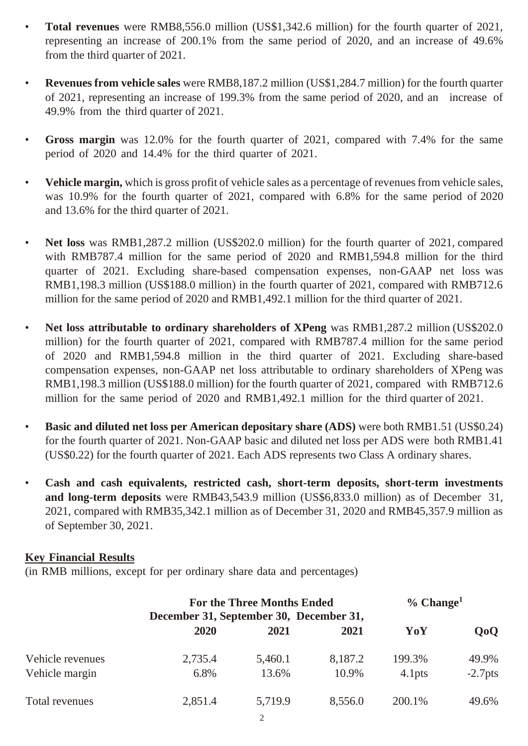- **Total revenues** were RMB8,556.0 million (US$1,342.6 million) for the fourth quarter of 2021, representing an increase of 200.1% from the same period of 2020, and an increase of 49.6% from the third quarter of 2021.

- **Revenues from vehicle sales** were RMB8,187.2 million (US$1,284.7 million) for the fourth quarter of 2021, representing an increase of 199.3% from the same period of 2020, and an increase of 49.9% from the third quarter of 2021.

- **Gross margin** was 12.0% for the fourth quarter of 2021, compared with 7.4% for the same period of 2020 and 14.4% for the third quarter of 2021.

- **Vehicle margin,** which is gross profit of vehicle sales as a percentage of revenues from vehicle sales, was 10.9% for the fourth quarter of 2021, compared with 6.8% for the same period of 2020 and 13.6% for the third quarter of 2021.

- **Net loss** was RMB1,287.2 million (US$202.0 million) for the fourth quarter of 2021, compared with RMB787.4 million for the same period of 2020 and RMB1,594.8 million for the third quarter of 2021. Excluding share-based compensation expenses, non-GAAP net loss was RMB1,198.3 million (US$188.0 million) in the fourth quarter of 2021, compared with RMB712.6 million for the same period of 2020 and RMB1,492.1 million for the third quarter of 2021.

- **Net loss attributable to ordinary shareholders of XPeng** was RMB1,287.2 million (US$202.0 million) for the fourth quarter of 2021, compared with RMB787.4 million for the same period of 2020 and RMB1,594.8 million in the third quarter of 2021. Excluding share-based compensation expenses, non-GAAP net loss attributable to ordinary shareholders of XPeng was RMB1,198.3 million (US$188.0 million) for the fourth quarter of 2021, compared with RMB712.6 million for the same period of 2020 and RMB1,492.1 million for the third quarter of 2021.

- **Basic and diluted net loss per American depositary share (ADS)** were both RMB1.51 (US$0.24) for the fourth quarter of 2021. Non-GAAP basic and diluted net loss per ADS were both RMB1.41 (US$0.22) for the fourth quarter of 2021. Each ADS represents two Class A ordinary shares.

- **Cash and cash equivalents, restricted cash, short-term deposits, short-term investments and long-term deposits** were RMB43,543.9 million (US$6,833.0 million) as of December 31, 2021, compared with RMB35,342.1 million as of December 31, 2020 and RMB45,357.9 million as of September 30, 2021.

**Key Financial Results**

(in RMB millions, except for per ordinary share data and percentages)

| | For the Three Months Ended | | | % Change[1] | |
|---|---|---|---|---|---|
| | December 31, 2020 | September 30, 2021 | December 31, 2021 | YoY | QoQ |
| Vehicle revenues | 2,735.4 | 5,460.1 | 8,187.2 | 199.3% | 49.9% |
| Vehicle margin | 6.8% | 13.6% | 10.9% | 4.1pts | -2.7pts |
| Total revenues | 2,851.4 | 5,719.9 | 8,556.0 | 200.1% | 49.6% |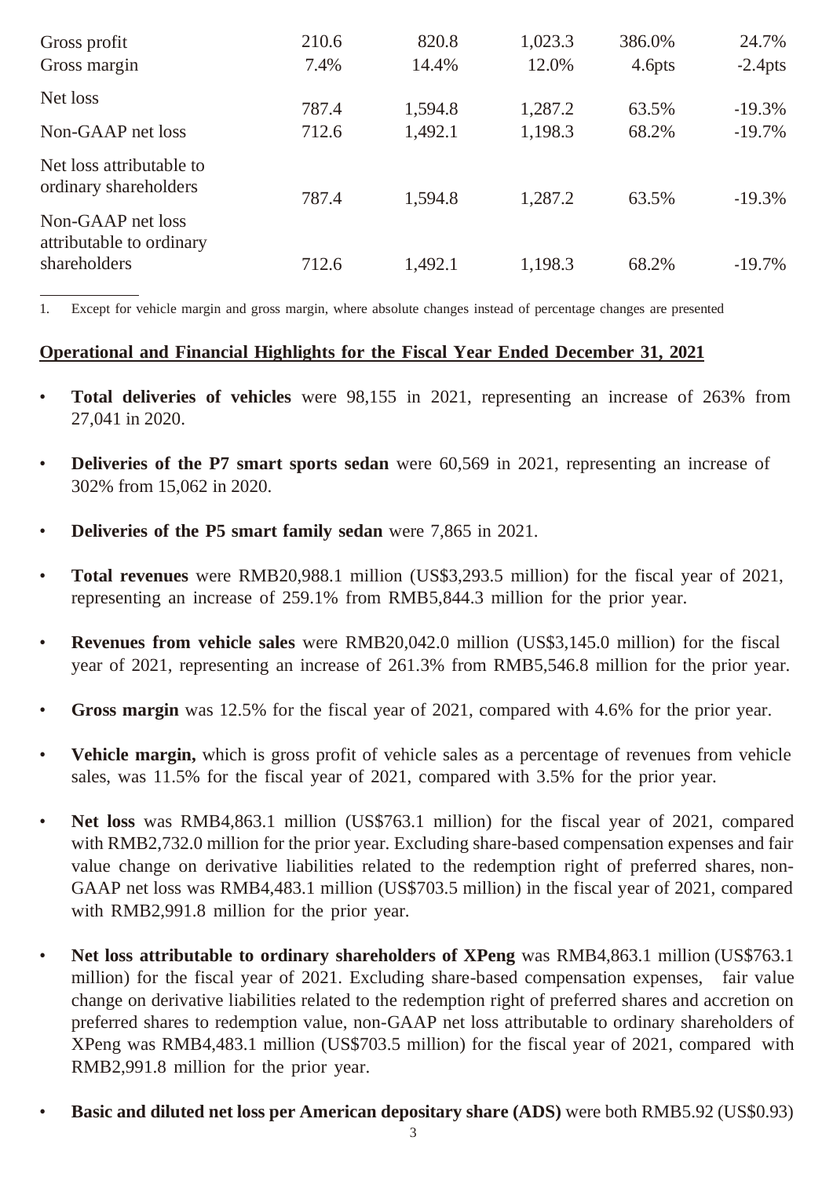| | | | | | |
|---|---|---|---|---|---|
| Gross profit | 210.6 | 820.8 | 1,023.3 | 386.0% | 24.7% |
| Gross margin | 7.4% | 14.4% | 12.0% | 4.6pts | -2.4pts |
| Net loss | 787.4 | 1,594.8 | 1,287.2 | 63.5% | -19.3% |
| Non-GAAP net loss | 712.6 | 1,492.1 | 1,198.3 | 68.2% | -19.7% |
| Net loss attributable to ordinary shareholders | 787.4 | 1,594.8 | 1,287.2 | 63.5% | -19.3% |
| Non-GAAP net loss attributable to ordinary shareholders | 712.6 | 1,492.1 | 1,198.3 | 68.2% | -19.7% |

1. Except for vehicle margin and gross margin, where absolute changes instead of percentage changes are presented

## Operational and Financial Highlights for the Fiscal Year Ended December 31, 2021

- **Total deliveries of vehicles** were 98,155 in 2021, representing an increase of 263% from 27,041 in 2020.
- **Deliveries of the P7 smart sports sedan** were 60,569 in 2021, representing an increase of 302% from 15,062 in 2020.
- **Deliveries of the P5 smart family sedan** were 7,865 in 2021.
- **Total revenues** were RMB20,988.1 million (US$3,293.5 million) for the fiscal year of 2021, representing an increase of 259.1% from RMB5,844.3 million for the prior year.
- **Revenues from vehicle sales** were RMB20,042.0 million (US$3,145.0 million) for the fiscal year of 2021, representing an increase of 261.3% from RMB5,546.8 million for the prior year.
- **Gross margin** was 12.5% for the fiscal year of 2021, compared with 4.6% for the prior year.
- **Vehicle margin,** which is gross profit of vehicle sales as a percentage of revenues from vehicle sales, was 11.5% for the fiscal year of 2021, compared with 3.5% for the prior year.
- **Net loss** was RMB4,863.1 million (US$763.1 million) for the fiscal year of 2021, compared with RMB2,732.0 million for the prior year. Excluding share-based compensation expenses and fair value change on derivative liabilities related to the redemption right of preferred shares, non-GAAP net loss was RMB4,483.1 million (US$703.5 million) in the fiscal year of 2021, compared with RMB2,991.8 million for the prior year.
- **Net loss attributable to ordinary shareholders of XPeng** was RMB4,863.1 million (US$763.1 million) for the fiscal year of 2021. Excluding share-based compensation expenses, fair value change on derivative liabilities related to the redemption right of preferred shares and accretion on preferred shares to redemption value, non-GAAP net loss attributable to ordinary shareholders of XPeng was RMB4,483.1 million (US$703.5 million) for the fiscal year of 2021, compared with RMB2,991.8 million for the prior year.
- **Basic and diluted net loss per American depositary share (ADS)** were both RMB5.92 (US$0.93)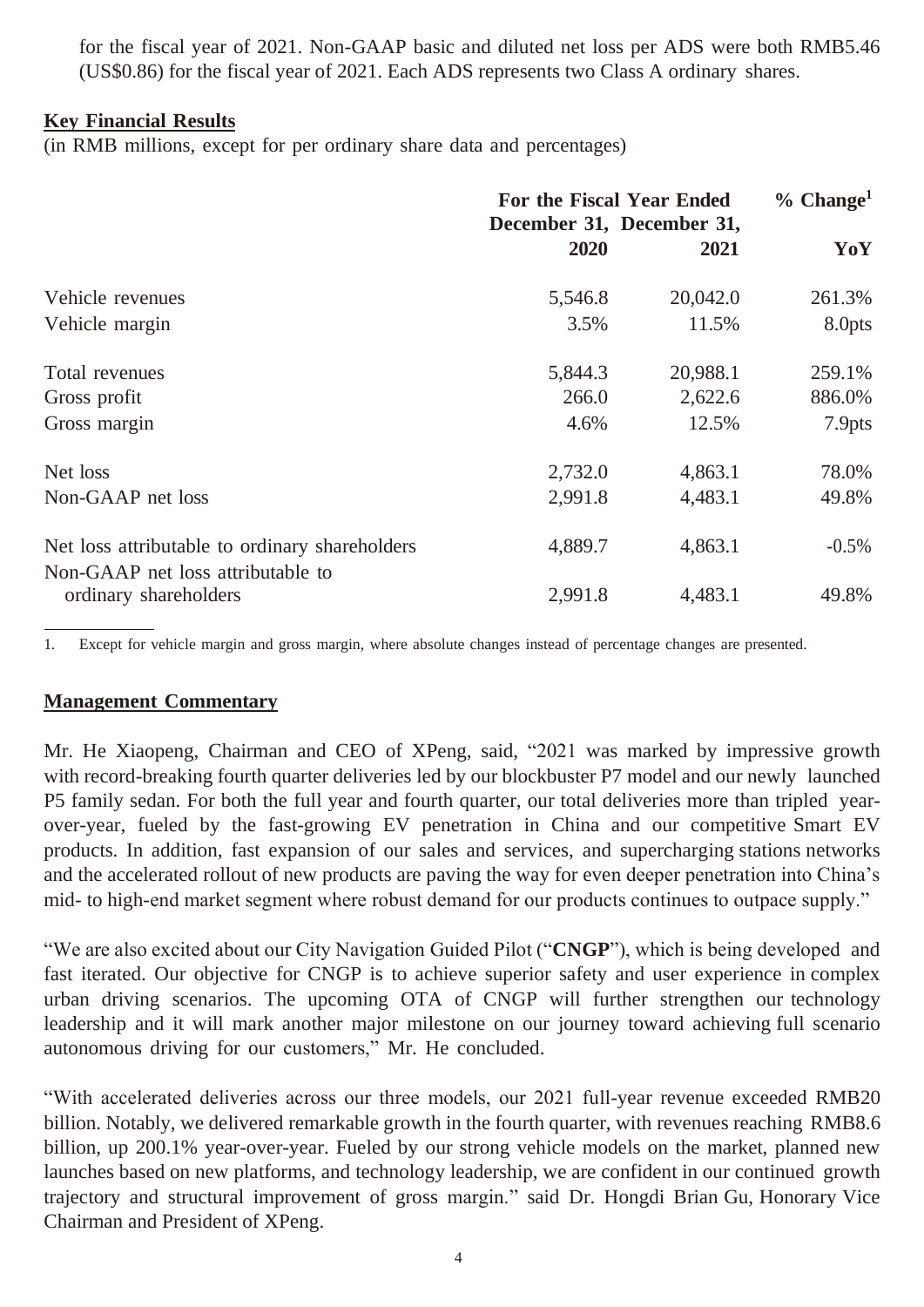for the fiscal year of 2021. Non-GAAP basic and diluted net loss per ADS were both RMB5.46 (US$0.86) for the fiscal year of 2021. Each ADS represents two Class A ordinary shares.

**Key Financial Results**

(in RMB millions, except for per ordinary share data and percentages)

| | For the Fiscal Year Ended | | % Change[1] |
|---|---|---|---|
| | December 31, 2020 | December 31, 2021 | YoY |
| Vehicle revenues | 5,546.8 | 20,042.0 | 261.3% |
| Vehicle margin | 3.5% | 11.5% | 8.0pts |
| Total revenues | 5,844.3 | 20,988.1 | 259.1% |
| Gross profit | 266.0 | 2,622.6 | 886.0% |
| Gross margin | 4.6% | 12.5% | 7.9pts |
| Net loss | 2,732.0 | 4,863.1 | 78.0% |
| Non-GAAP net loss | 2,991.8 | 4,483.1 | 49.8% |
| Net loss attributable to ordinary shareholders | 4,889.7 | 4,863.1 | -0.5% |
| Non-GAAP net loss attributable to ordinary shareholders | 2,991.8 | 4,483.1 | 49.8% |

1. Except for vehicle margin and gross margin, where absolute changes instead of percentage changes are presented.

**Management Commentary**

Mr. He Xiaopeng, Chairman and CEO of XPeng, said, "2021 was marked by impressive growth with record-breaking fourth quarter deliveries led by our blockbuster P7 model and our newly launched P5 family sedan. For both the full year and fourth quarter, our total deliveries more than tripled year-over-year, fueled by the fast-growing EV penetration in China and our competitive Smart EV products. In addition, fast expansion of our sales and services, and supercharging stations networks and the accelerated rollout of new products are paving the way for even deeper penetration into China's mid- to high-end market segment where robust demand for our products continues to outpace supply."

"We are also excited about our City Navigation Guided Pilot ("**CNGP**"), which is being developed and fast iterated. Our objective for CNGP is to achieve superior safety and user experience in complex urban driving scenarios. The upcoming OTA of CNGP will further strengthen our technology leadership and it will mark another major milestone on our journey toward achieving full scenario autonomous driving for our customers," Mr. He concluded.

"With accelerated deliveries across our three models, our 2021 full-year revenue exceeded RMB20 billion. Notably, we delivered remarkable growth in the fourth quarter, with revenues reaching RMB8.6 billion, up 200.1% year-over-year. Fueled by our strong vehicle models on the market, planned new launches based on new platforms, and technology leadership, we are confident in our continued growth trajectory and structural improvement of gross margin." said Dr. Hongdi Brian Gu, Honorary Vice Chairman and President of XPeng.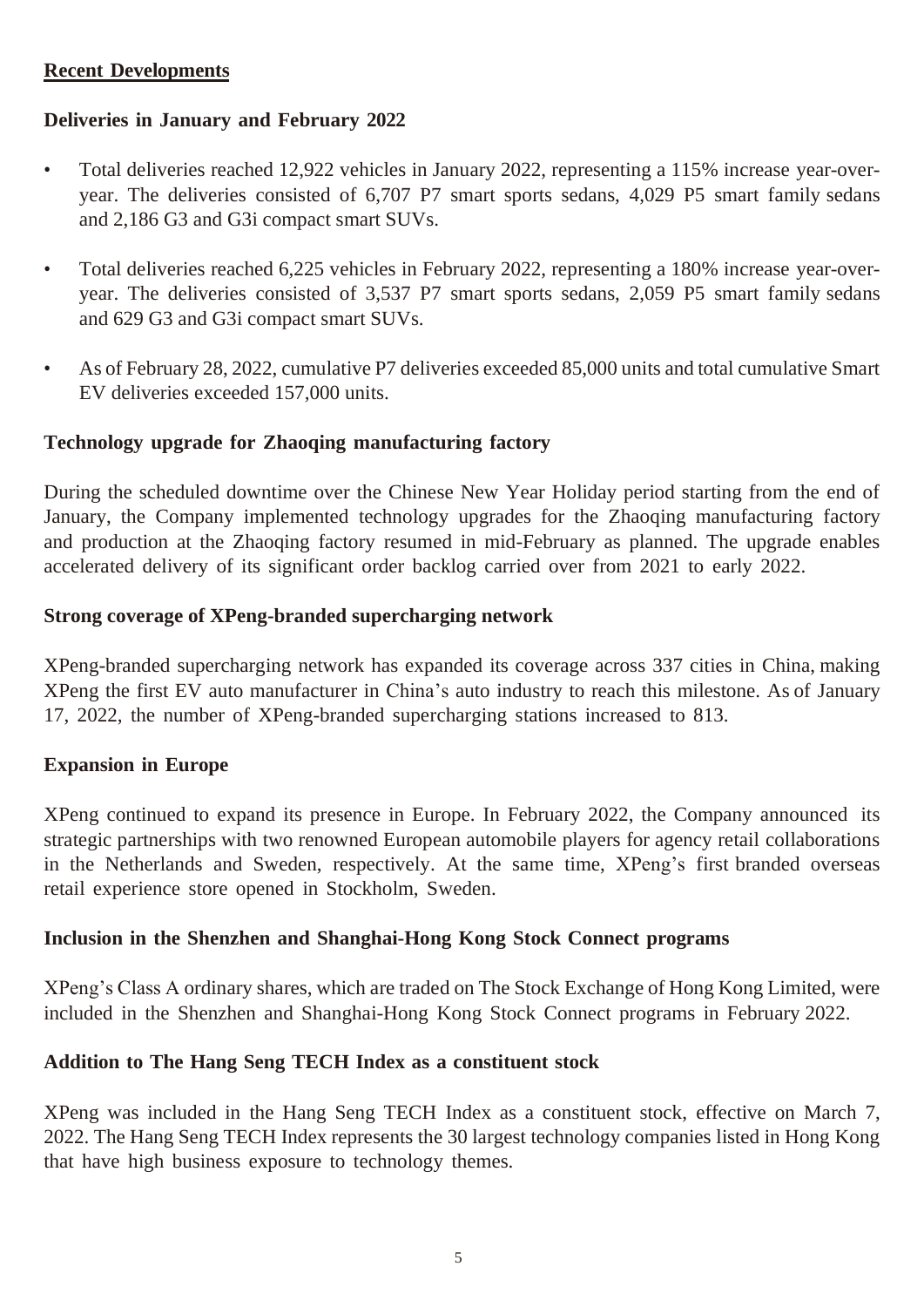## Recent Developments

### Deliveries in January and February 2022

- Total deliveries reached 12,922 vehicles in January 2022, representing a 115% increase year-over-year. The deliveries consisted of 6,707 P7 smart sports sedans, 4,029 P5 smart family sedans and 2,186 G3 and G3i compact smart SUVs.
- Total deliveries reached 6,225 vehicles in February 2022, representing a 180% increase year-over-year. The deliveries consisted of 3,537 P7 smart sports sedans, 2,059 P5 smart family sedans and 629 G3 and G3i compact smart SUVs.
- As of February 28, 2022, cumulative P7 deliveries exceeded 85,000 units and total cumulative Smart EV deliveries exceeded 157,000 units.

### Technology upgrade for Zhaoqing manufacturing factory

During the scheduled downtime over the Chinese New Year Holiday period starting from the end of January, the Company implemented technology upgrades for the Zhaoqing manufacturing factory and production at the Zhaoqing factory resumed in mid-February as planned. The upgrade enables accelerated delivery of its significant order backlog carried over from 2021 to early 2022.

### Strong coverage of XPeng-branded supercharging network

XPeng-branded supercharging network has expanded its coverage across 337 cities in China, making XPeng the first EV auto manufacturer in China's auto industry to reach this milestone. As of January 17, 2022, the number of XPeng-branded supercharging stations increased to 813.

### Expansion in Europe

XPeng continued to expand its presence in Europe. In February 2022, the Company announced its strategic partnerships with two renowned European automobile players for agency retail collaborations in the Netherlands and Sweden, respectively. At the same time, XPeng's first branded overseas retail experience store opened in Stockholm, Sweden.

### Inclusion in the Shenzhen and Shanghai-Hong Kong Stock Connect programs

XPeng's Class A ordinary shares, which are traded on The Stock Exchange of Hong Kong Limited, were included in the Shenzhen and Shanghai-Hong Kong Stock Connect programs in February 2022.

### Addition to The Hang Seng TECH Index as a constituent stock

XPeng was included in the Hang Seng TECH Index as a constituent stock, effective on March 7, 2022. The Hang Seng TECH Index represents the 30 largest technology companies listed in Hong Kong that have high business exposure to technology themes.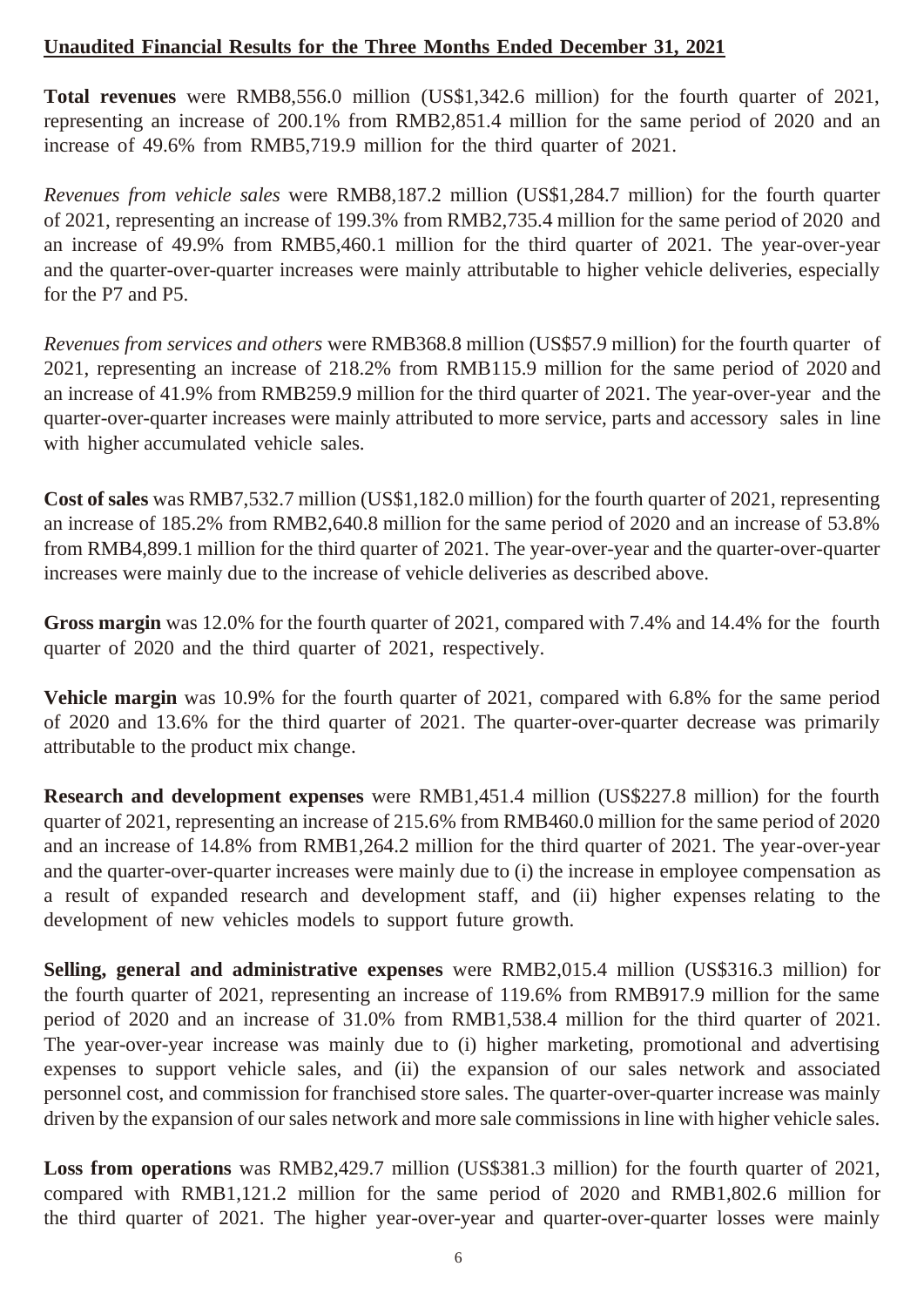## Unaudited Financial Results for the Three Months Ended December 31, 2021

**Total revenues** were RMB8,556.0 million (US$1,342.6 million) for the fourth quarter of 2021, representing an increase of 200.1% from RMB2,851.4 million for the same period of 2020 and an increase of 49.6% from RMB5,719.9 million for the third quarter of 2021.

*Revenues from vehicle sales* were RMB8,187.2 million (US$1,284.7 million) for the fourth quarter of 2021, representing an increase of 199.3% from RMB2,735.4 million for the same period of 2020 and an increase of 49.9% from RMB5,460.1 million for the third quarter of 2021. The year-over-year and the quarter-over-quarter increases were mainly attributable to higher vehicle deliveries, especially for the P7 and P5.

*Revenues from services and others* were RMB368.8 million (US$57.9 million) for the fourth quarter of 2021, representing an increase of 218.2% from RMB115.9 million for the same period of 2020 and an increase of 41.9% from RMB259.9 million for the third quarter of 2021. The year-over-year and the quarter-over-quarter increases were mainly attributed to more service, parts and accessory sales in line with higher accumulated vehicle sales.

**Cost of sales** was RMB7,532.7 million (US$1,182.0 million) for the fourth quarter of 2021, representing an increase of 185.2% from RMB2,640.8 million for the same period of 2020 and an increase of 53.8% from RMB4,899.1 million for the third quarter of 2021. The year-over-year and the quarter-over-quarter increases were mainly due to the increase of vehicle deliveries as described above.

**Gross margin** was 12.0% for the fourth quarter of 2021, compared with 7.4% and 14.4% for the fourth quarter of 2020 and the third quarter of 2021, respectively.

**Vehicle margin** was 10.9% for the fourth quarter of 2021, compared with 6.8% for the same period of 2020 and 13.6% for the third quarter of 2021. The quarter-over-quarter decrease was primarily attributable to the product mix change.

**Research and development expenses** were RMB1,451.4 million (US$227.8 million) for the fourth quarter of 2021, representing an increase of 215.6% from RMB460.0 million for the same period of 2020 and an increase of 14.8% from RMB1,264.2 million for the third quarter of 2021. The year-over-year and the quarter-over-quarter increases were mainly due to (i) the increase in employee compensation as a result of expanded research and development staff, and (ii) higher expenses relating to the development of new vehicles models to support future growth.

**Selling, general and administrative expenses** were RMB2,015.4 million (US$316.3 million) for the fourth quarter of 2021, representing an increase of 119.6% from RMB917.9 million for the same period of 2020 and an increase of 31.0% from RMB1,538.4 million for the third quarter of 2021. The year-over-year increase was mainly due to (i) higher marketing, promotional and advertising expenses to support vehicle sales, and (ii) the expansion of our sales network and associated personnel cost, and commission for franchised store sales. The quarter-over-quarter increase was mainly driven by the expansion of our sales network and more sale commissions in line with higher vehicle sales.

**Loss from operations** was RMB2,429.7 million (US$381.3 million) for the fourth quarter of 2021, compared with RMB1,121.2 million for the same period of 2020 and RMB1,802.6 million for the third quarter of 2021. The higher year-over-year and quarter-over-quarter losses were mainly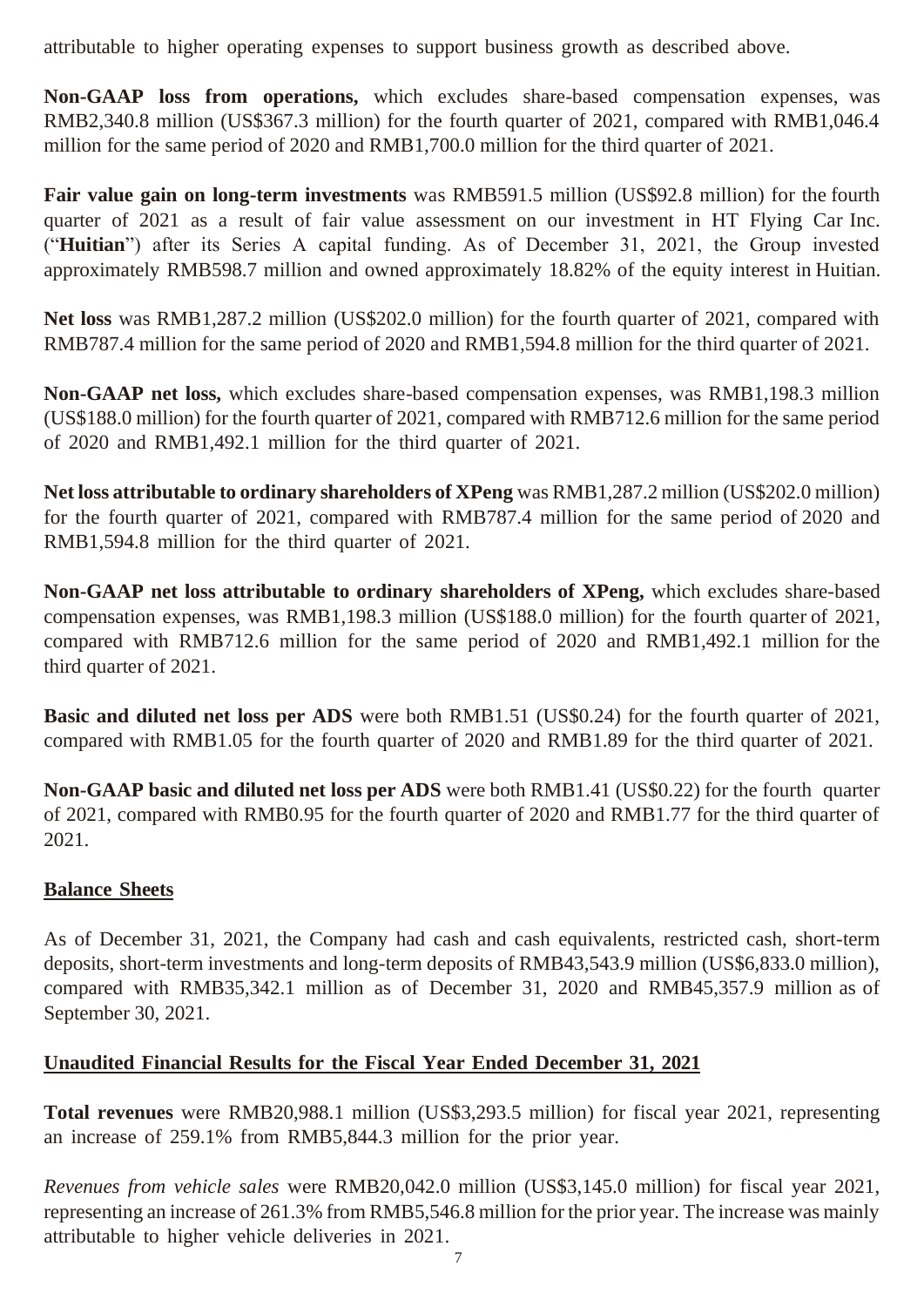attributable to higher operating expenses to support business growth as described above.

**Non-GAAP loss from operations,** which excludes share-based compensation expenses, was RMB2,340.8 million (US$367.3 million) for the fourth quarter of 2021, compared with RMB1,046.4 million for the same period of 2020 and RMB1,700.0 million for the third quarter of 2021.

**Fair value gain on long-term investments** was RMB591.5 million (US$92.8 million) for the fourth quarter of 2021 as a result of fair value assessment on our investment in HT Flying Car Inc. ("**Huitian**") after its Series A capital funding. As of December 31, 2021, the Group invested approximately RMB598.7 million and owned approximately 18.82% of the equity interest in Huitian.

**Net loss** was RMB1,287.2 million (US$202.0 million) for the fourth quarter of 2021, compared with RMB787.4 million for the same period of 2020 and RMB1,594.8 million for the third quarter of 2021.

**Non-GAAP net loss,** which excludes share-based compensation expenses, was RMB1,198.3 million (US$188.0 million) for the fourth quarter of 2021, compared with RMB712.6 million for the same period of 2020 and RMB1,492.1 million for the third quarter of 2021.

**Net loss attributable to ordinary shareholders of XPeng** was RMB1,287.2 million (US$202.0 million) for the fourth quarter of 2021, compared with RMB787.4 million for the same period of 2020 and RMB1,594.8 million for the third quarter of 2021.

**Non-GAAP net loss attributable to ordinary shareholders of XPeng,** which excludes share-based compensation expenses, was RMB1,198.3 million (US$188.0 million) for the fourth quarter of 2021, compared with RMB712.6 million for the same period of 2020 and RMB1,492.1 million for the third quarter of 2021.

**Basic and diluted net loss per ADS** were both RMB1.51 (US$0.24) for the fourth quarter of 2021, compared with RMB1.05 for the fourth quarter of 2020 and RMB1.89 for the third quarter of 2021.

**Non-GAAP basic and diluted net loss per ADS** were both RMB1.41 (US$0.22) for the fourth quarter of 2021, compared with RMB0.95 for the fourth quarter of 2020 and RMB1.77 for the third quarter of 2021.

## Balance Sheets

As of December 31, 2021, the Company had cash and cash equivalents, restricted cash, short-term deposits, short-term investments and long-term deposits of RMB43,543.9 million (US$6,833.0 million), compared with RMB35,342.1 million as of December 31, 2020 and RMB45,357.9 million as of September 30, 2021.

## Unaudited Financial Results for the Fiscal Year Ended December 31, 2021

**Total revenues** were RMB20,988.1 million (US$3,293.5 million) for fiscal year 2021, representing an increase of 259.1% from RMB5,844.3 million for the prior year.

*Revenues from vehicle sales* were RMB20,042.0 million (US$3,145.0 million) for fiscal year 2021, representing an increase of 261.3% from RMB5,546.8 million for the prior year. The increase was mainly attributable to higher vehicle deliveries in 2021.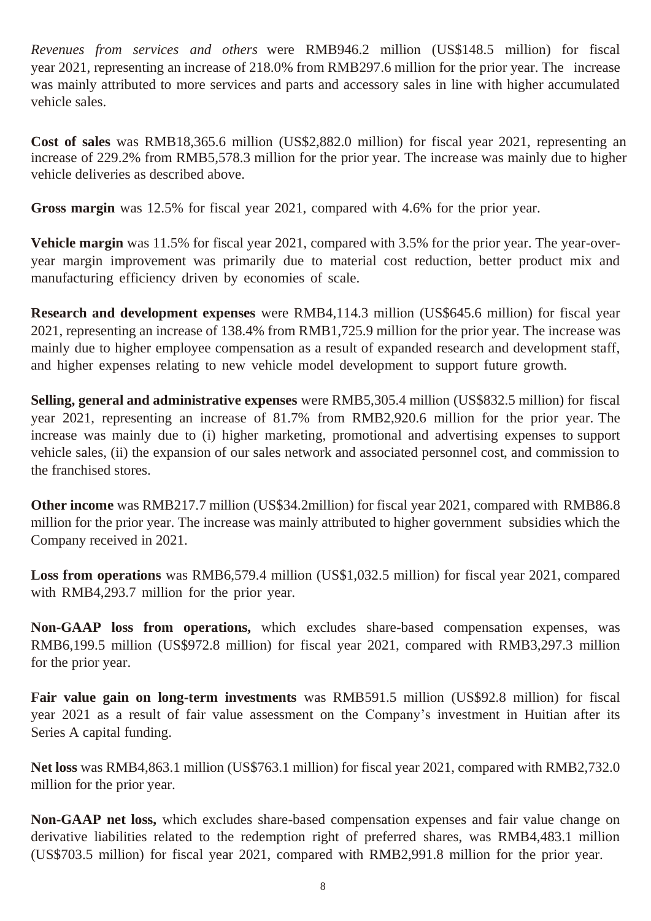*Revenues from services and others* were RMB946.2 million (US$148.5 million) for fiscal year 2021, representing an increase of 218.0% from RMB297.6 million for the prior year. The increase was mainly attributed to more services and parts and accessory sales in line with higher accumulated vehicle sales.

**Cost of sales** was RMB18,365.6 million (US$2,882.0 million) for fiscal year 2021, representing an increase of 229.2% from RMB5,578.3 million for the prior year. The increase was mainly due to higher vehicle deliveries as described above.

**Gross margin** was 12.5% for fiscal year 2021, compared with 4.6% for the prior year.

**Vehicle margin** was 11.5% for fiscal year 2021, compared with 3.5% for the prior year. The year-over-year margin improvement was primarily due to material cost reduction, better product mix and manufacturing efficiency driven by economies of scale.

**Research and development expenses** were RMB4,114.3 million (US$645.6 million) for fiscal year 2021, representing an increase of 138.4% from RMB1,725.9 million for the prior year. The increase was mainly due to higher employee compensation as a result of expanded research and development staff, and higher expenses relating to new vehicle model development to support future growth.

**Selling, general and administrative expenses** were RMB5,305.4 million (US$832.5 million) for fiscal year 2021, representing an increase of 81.7% from RMB2,920.6 million for the prior year. The increase was mainly due to (i) higher marketing, promotional and advertising expenses to support vehicle sales, (ii) the expansion of our sales network and associated personnel cost, and commission to the franchised stores.

**Other income** was RMB217.7 million (US$34.2million) for fiscal year 2021, compared with RMB86.8 million for the prior year. The increase was mainly attributed to higher government subsidies which the Company received in 2021.

**Loss from operations** was RMB6,579.4 million (US$1,032.5 million) for fiscal year 2021, compared with RMB4,293.7 million for the prior year.

**Non-GAAP loss from operations,** which excludes share-based compensation expenses, was RMB6,199.5 million (US$972.8 million) for fiscal year 2021, compared with RMB3,297.3 million for the prior year.

**Fair value gain on long-term investments** was RMB591.5 million (US$92.8 million) for fiscal year 2021 as a result of fair value assessment on the Company's investment in Huitian after its Series A capital funding.

**Net loss** was RMB4,863.1 million (US$763.1 million) for fiscal year 2021, compared with RMB2,732.0 million for the prior year.

**Non-GAAP net loss,** which excludes share-based compensation expenses and fair value change on derivative liabilities related to the redemption right of preferred shares, was RMB4,483.1 million (US$703.5 million) for fiscal year 2021, compared with RMB2,991.8 million for the prior year.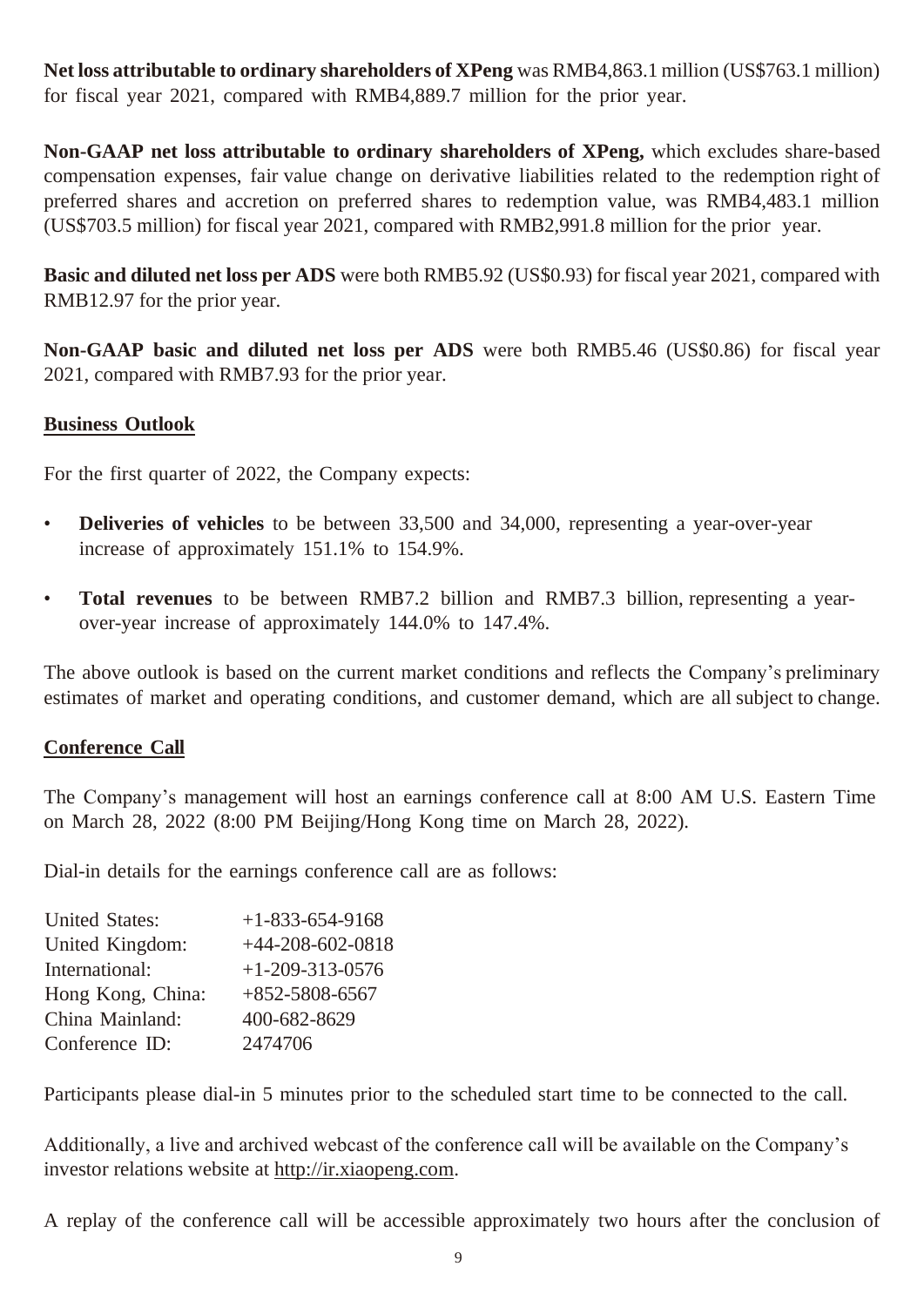**Net loss attributable to ordinary shareholders of XPeng** was RMB4,863.1 million (US$763.1 million) for fiscal year 2021, compared with RMB4,889.7 million for the prior year.

**Non-GAAP net loss attributable to ordinary shareholders of XPeng,** which excludes share-based compensation expenses, fair value change on derivative liabilities related to the redemption right of preferred shares and accretion on preferred shares to redemption value, was RMB4,483.1 million (US$703.5 million) for fiscal year 2021, compared with RMB2,991.8 million for the prior year.

**Basic and diluted net loss per ADS** were both RMB5.92 (US$0.93) for fiscal year 2021, compared with RMB12.97 for the prior year.

**Non-GAAP basic and diluted net loss per ADS** were both RMB5.46 (US$0.86) for fiscal year 2021, compared with RMB7.93 for the prior year.

## Business Outlook

For the first quarter of 2022, the Company expects:

- **Deliveries of vehicles** to be between 33,500 and 34,000, representing a year-over-year increase of approximately 151.1% to 154.9%.
- **Total revenues** to be between RMB7.2 billion and RMB7.3 billion, representing a year-over-year increase of approximately 144.0% to 147.4%.

The above outlook is based on the current market conditions and reflects the Company's preliminary estimates of market and operating conditions, and customer demand, which are all subject to change.

## Conference Call

The Company's management will host an earnings conference call at 8:00 AM U.S. Eastern Time on March 28, 2022 (8:00 PM Beijing/Hong Kong time on March 28, 2022).

Dial-in details for the earnings conference call are as follows:

| | |
|---|---|
| United States: | +1-833-654-9168 |
| United Kingdom: | +44-208-602-0818 |
| International: | +1-209-313-0576 |
| Hong Kong, China: | +852-5808-6567 |
| China Mainland: | 400-682-8629 |
| Conference ID: | 2474706 |

Participants please dial-in 5 minutes prior to the scheduled start time to be connected to the call.

Additionally, a live and archived webcast of the conference call will be available on the Company's investor relations website at http://ir.xiaopeng.com.

A replay of the conference call will be accessible approximately two hours after the conclusion of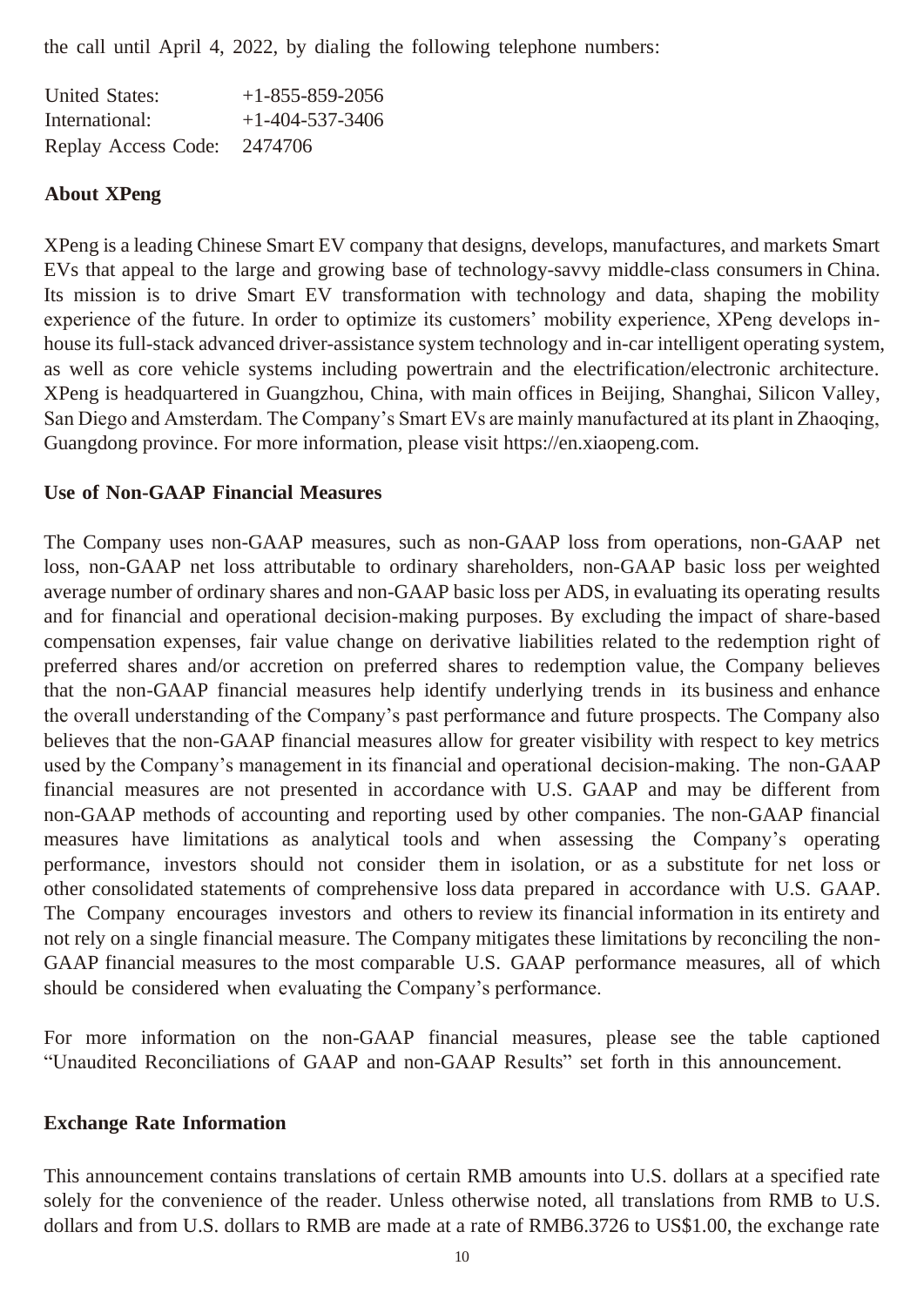the call until April 4, 2022, by dialing the following telephone numbers:

| | |
|---|---|
| United States: | +1-855-859-2056 |
| International: | +1-404-537-3406 |
| Replay Access Code: | 2474706 |

**About XPeng**

XPeng is a leading Chinese Smart EV company that designs, develops, manufactures, and markets Smart EVs that appeal to the large and growing base of technology-savvy middle-class consumers in China. Its mission is to drive Smart EV transformation with technology and data, shaping the mobility experience of the future. In order to optimize its customers' mobility experience, XPeng develops in-house its full-stack advanced driver-assistance system technology and in-car intelligent operating system, as well as core vehicle systems including powertrain and the electrification/electronic architecture. XPeng is headquartered in Guangzhou, China, with main offices in Beijing, Shanghai, Silicon Valley, San Diego and Amsterdam. The Company's Smart EVs are mainly manufactured at its plant in Zhaoqing, Guangdong province. For more information, please visit https://en.xiaopeng.com.

**Use of Non-GAAP Financial Measures**

The Company uses non-GAAP measures, such as non-GAAP loss from operations, non-GAAP net loss, non-GAAP net loss attributable to ordinary shareholders, non-GAAP basic loss per weighted average number of ordinary shares and non-GAAP basic loss per ADS, in evaluating its operating results and for financial and operational decision-making purposes. By excluding the impact of share-based compensation expenses, fair value change on derivative liabilities related to the redemption right of preferred shares and/or accretion on preferred shares to redemption value, the Company believes that the non-GAAP financial measures help identify underlying trends in its business and enhance the overall understanding of the Company's past performance and future prospects. The Company also believes that the non-GAAP financial measures allow for greater visibility with respect to key metrics used by the Company's management in its financial and operational decision-making. The non-GAAP financial measures are not presented in accordance with U.S. GAAP and may be different from non-GAAP methods of accounting and reporting used by other companies. The non-GAAP financial measures have limitations as analytical tools and when assessing the Company's operating performance, investors should not consider them in isolation, or as a substitute for net loss or other consolidated statements of comprehensive loss data prepared in accordance with U.S. GAAP. The Company encourages investors and others to review its financial information in its entirety and not rely on a single financial measure. The Company mitigates these limitations by reconciling the non-GAAP financial measures to the most comparable U.S. GAAP performance measures, all of which should be considered when evaluating the Company's performance.

For more information on the non-GAAP financial measures, please see the table captioned "Unaudited Reconciliations of GAAP and non-GAAP Results" set forth in this announcement.

**Exchange Rate Information**

This announcement contains translations of certain RMB amounts into U.S. dollars at a specified rate solely for the convenience of the reader. Unless otherwise noted, all translations from RMB to U.S. dollars and from U.S. dollars to RMB are made at a rate of RMB6.3726 to US$1.00, the exchange rate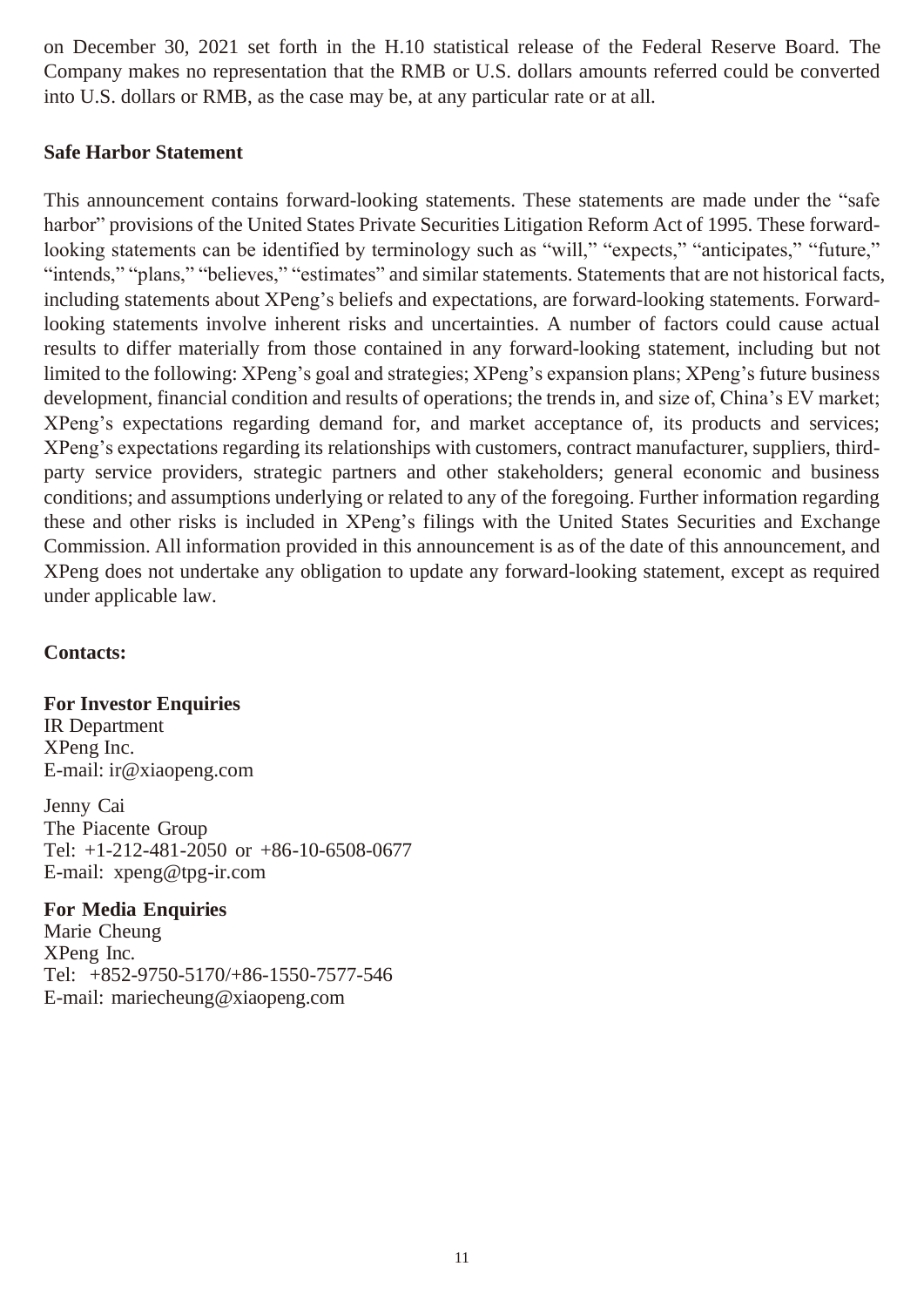on December 30, 2021 set forth in the H.10 statistical release of the Federal Reserve Board. The Company makes no representation that the RMB or U.S. dollars amounts referred could be converted into U.S. dollars or RMB, as the case may be, at any particular rate or at all.

**Safe Harbor Statement**

This announcement contains forward-looking statements. These statements are made under the "safe harbor" provisions of the United States Private Securities Litigation Reform Act of 1995. These forward-looking statements can be identified by terminology such as "will," "expects," "anticipates," "future," "intends," "plans," "believes," "estimates" and similar statements. Statements that are not historical facts, including statements about XPeng's beliefs and expectations, are forward-looking statements. Forward-looking statements involve inherent risks and uncertainties. A number of factors could cause actual results to differ materially from those contained in any forward-looking statement, including but not limited to the following: XPeng's goal and strategies; XPeng's expansion plans; XPeng's future business development, financial condition and results of operations; the trends in, and size of, China's EV market; XPeng's expectations regarding demand for, and market acceptance of, its products and services; XPeng's expectations regarding its relationships with customers, contract manufacturer, suppliers, third-party service providers, strategic partners and other stakeholders; general economic and business conditions; and assumptions underlying or related to any of the foregoing. Further information regarding these and other risks is included in XPeng's filings with the United States Securities and Exchange Commission. All information provided in this announcement is as of the date of this announcement, and XPeng does not undertake any obligation to update any forward-looking statement, except as required under applicable law.

**Contacts:**

**For Investor Enquiries**
IR Department
XPeng Inc.
E-mail: ir@xiaopeng.com

Jenny Cai
The Piacente Group
Tel: +1-212-481-2050 or +86-10-6508-0677
E-mail: xpeng@tpg-ir.com

**For Media Enquiries**
Marie Cheung
XPeng Inc.
Tel: +852-9750-5170/+86-1550-7577-546
E-mail: mariecheung@xiaopeng.com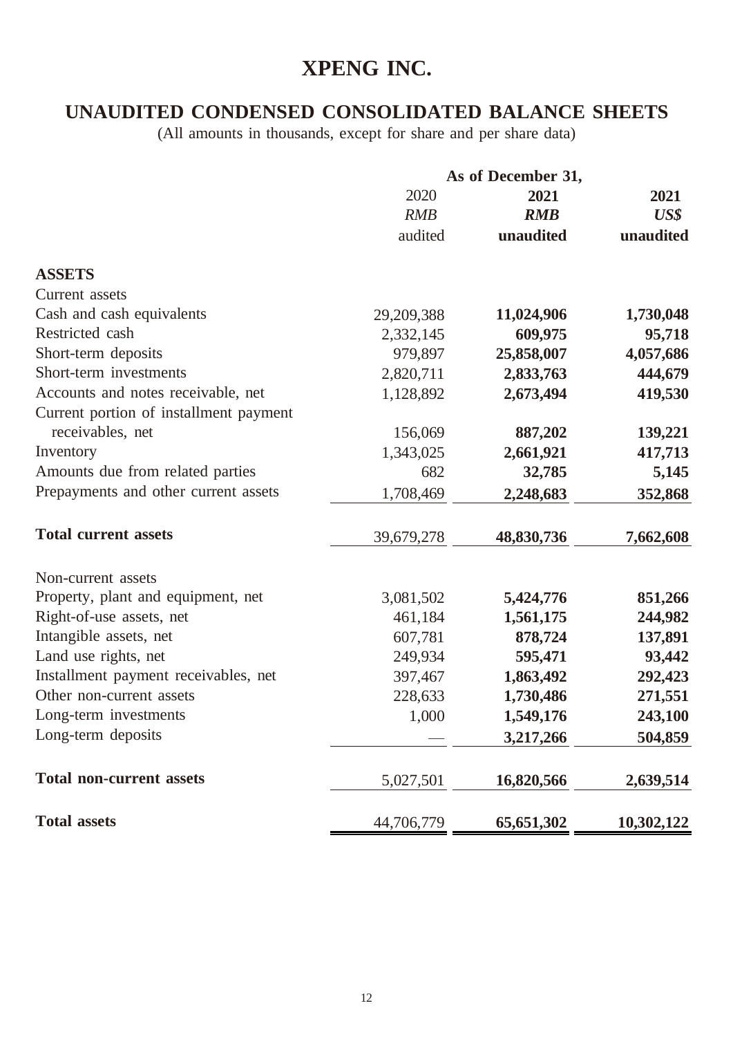# XPENG INC.

## UNAUDITED CONDENSED CONSOLIDATED BALANCE SHEETS

(All amounts in thousands, except for share and per share data)

| | As of December 31, | | |
|---|---|---|---|
| | 2020 | **2021** | **2021** |
| | *RMB* | ***RMB*** | ***US$*** |
| | audited | **unaudited** | **unaudited** |
| **ASSETS** | | | |
| Current assets | | | |
| Cash and cash equivalents | 29,209,388 | **11,024,906** | **1,730,048** |
| Restricted cash | 2,332,145 | **609,975** | **95,718** |
| Short-term deposits | 979,897 | **25,858,007** | **4,057,686** |
| Short-term investments | 2,820,711 | **2,833,763** | **444,679** |
| Accounts and notes receivable, net | 1,128,892 | **2,673,494** | **419,530** |
| Current portion of installment payment receivables, net | 156,069 | **887,202** | **139,221** |
| Inventory | 1,343,025 | **2,661,921** | **417,713** |
| Amounts due from related parties | 682 | **32,785** | **5,145** |
| Prepayments and other current assets | 1,708,469 | **2,248,683** | **352,868** |
| **Total current assets** | 39,679,278 | **48,830,736** | **7,662,608** |
| Non-current assets | | | |
| Property, plant and equipment, net | 3,081,502 | **5,424,776** | **851,266** |
| Right-of-use assets, net | 461,184 | **1,561,175** | **244,982** |
| Intangible assets, net | 607,781 | **878,724** | **137,891** |
| Land use rights, net | 249,934 | **595,471** | **93,442** |
| Installment payment receivables, net | 397,467 | **1,863,492** | **292,423** |
| Other non-current assets | 228,633 | **1,730,486** | **271,551** |
| Long-term investments | 1,000 | **1,549,176** | **243,100** |
| Long-term deposits | — | **3,217,266** | **504,859** |
| **Total non-current assets** | 5,027,501 | **16,820,566** | **2,639,514** |
| **Total assets** | 44,706,779 | **65,651,302** | **10,302,122** |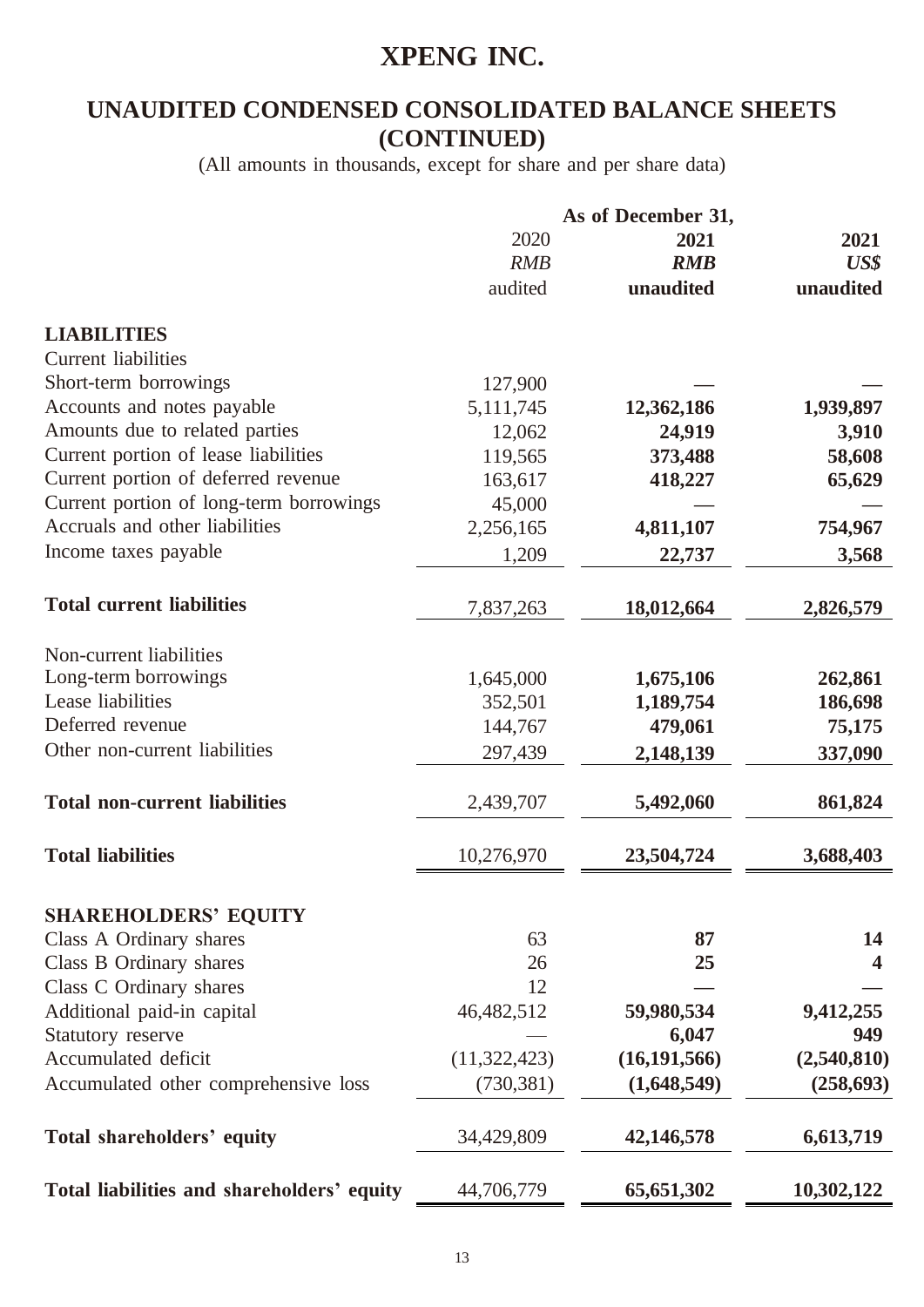# XPENG INC.

## UNAUDITED CONDENSED CONSOLIDATED BALANCE SHEETS (CONTINUED)

(All amounts in thousands, except for share and per share data)

| | As of December 31, | | |
|---|---|---|---|
| | 2020 | **2021** | **2021** |
| | *RMB* | ***RMB*** | ***US$*** |
| | audited | **unaudited** | **unaudited** |
| **LIABILITIES** | | | |
| Current liabilities | | | |
| Short-term borrowings | 127,900 | **—** | **—** |
| Accounts and notes payable | 5,111,745 | **12,362,186** | **1,939,897** |
| Amounts due to related parties | 12,062 | **24,919** | **3,910** |
| Current portion of lease liabilities | 119,565 | **373,488** | **58,608** |
| Current portion of deferred revenue | 163,617 | **418,227** | **65,629** |
| Current portion of long-term borrowings | 45,000 | **—** | **—** |
| Accruals and other liabilities | 2,256,165 | **4,811,107** | **754,967** |
| Income taxes payable | 1,209 | **22,737** | **3,568** |
| **Total current liabilities** | 7,837,263 | **18,012,664** | **2,826,579** |
| Non-current liabilities | | | |
| Long-term borrowings | 1,645,000 | **1,675,106** | **262,861** |
| Lease liabilities | 352,501 | **1,189,754** | **186,698** |
| Deferred revenue | 144,767 | **479,061** | **75,175** |
| Other non-current liabilities | 297,439 | **2,148,139** | **337,090** |
| **Total non-current liabilities** | 2,439,707 | **5,492,060** | **861,824** |
| **Total liabilities** | 10,276,970 | **23,504,724** | **3,688,403** |
| **SHAREHOLDERS' EQUITY** | | | |
| Class A Ordinary shares | 63 | **87** | **14** |
| Class B Ordinary shares | 26 | **25** | **4** |
| Class C Ordinary shares | 12 | **—** | **—** |
| Additional paid-in capital | 46,482,512 | **59,980,534** | **9,412,255** |
| Statutory reserve | — | **6,047** | **949** |
| Accumulated deficit | (11,322,423) | **(16,191,566)** | **(2,540,810)** |
| Accumulated other comprehensive loss | (730,381) | **(1,648,549)** | **(258,693)** |
| **Total shareholders' equity** | 34,429,809 | **42,146,578** | **6,613,719** |
| **Total liabilities and shareholders' equity** | 44,706,779 | **65,651,302** | **10,302,122** |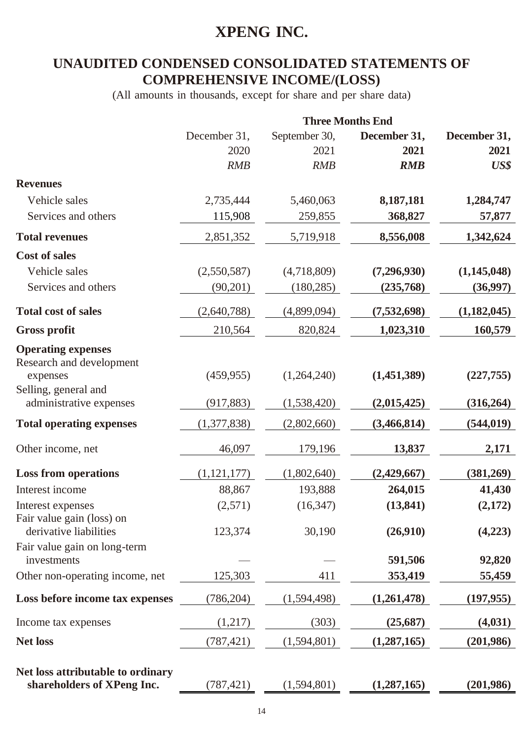# XPENG INC.

## UNAUDITED CONDENSED CONSOLIDATED STATEMENTS OF COMPREHENSIVE INCOME/(LOSS)

(All amounts in thousands, except for share and per share data)

| | Three Months End | | | |
|---|---|---|---|---|
| | December 31, 2020 | September 30, 2021 | **December 31, 2021** | **December 31, 2021** |
| | *RMB* | *RMB* | ***RMB*** | ***US$*** |
| **Revenues** | | | | |
| Vehicle sales | 2,735,444 | 5,460,063 | **8,187,181** | **1,284,747** |
| Services and others | 115,908 | 259,855 | **368,827** | **57,877** |
| **Total revenues** | 2,851,352 | 5,719,918 | **8,556,008** | **1,342,624** |
| **Cost of sales** | | | | |
| Vehicle sales | (2,550,587) | (4,718,809) | **(7,296,930)** | **(1,145,048)** |
| Services and others | (90,201) | (180,285) | **(235,768)** | **(36,997)** |
| **Total cost of sales** | (2,640,788) | (4,899,094) | **(7,532,698)** | **(1,182,045)** |
| **Gross profit** | 210,564 | 820,824 | **1,023,310** | **160,579** |
| **Operating expenses** | | | | |
| Research and development expenses | (459,955) | (1,264,240) | **(1,451,389)** | **(227,755)** |
| Selling, general and administrative expenses | (917,883) | (1,538,420) | **(2,015,425)** | **(316,264)** |
| **Total operating expenses** | (1,377,838) | (2,802,660) | **(3,466,814)** | **(544,019)** |
| Other income, net | 46,097 | 179,196 | **13,837** | **2,171** |
| **Loss from operations** | (1,121,177) | (1,802,640) | **(2,429,667)** | **(381,269)** |
| Interest income | 88,867 | 193,888 | **264,015** | **41,430** |
| Interest expenses | (2,571) | (16,347) | **(13,841)** | **(2,172)** |
| Fair value gain (loss) on derivative liabilities | 123,374 | 30,190 | **(26,910)** | **(4,223)** |
| Fair value gain on long-term investments | — | — | **591,506** | **92,820** |
| Other non-operating income, net | 125,303 | 411 | **353,419** | **55,459** |
| **Loss before income tax expenses** | (786,204) | (1,594,498) | **(1,261,478)** | **(197,955)** |
| Income tax expenses | (1,217) | (303) | **(25,687)** | **(4,031)** |
| **Net loss** | (787,421) | (1,594,801) | **(1,287,165)** | **(201,986)** |
| **Net loss attributable to ordinary shareholders of XPeng Inc.** | (787,421) | (1,594,801) | **(1,287,165)** | **(201,986)** |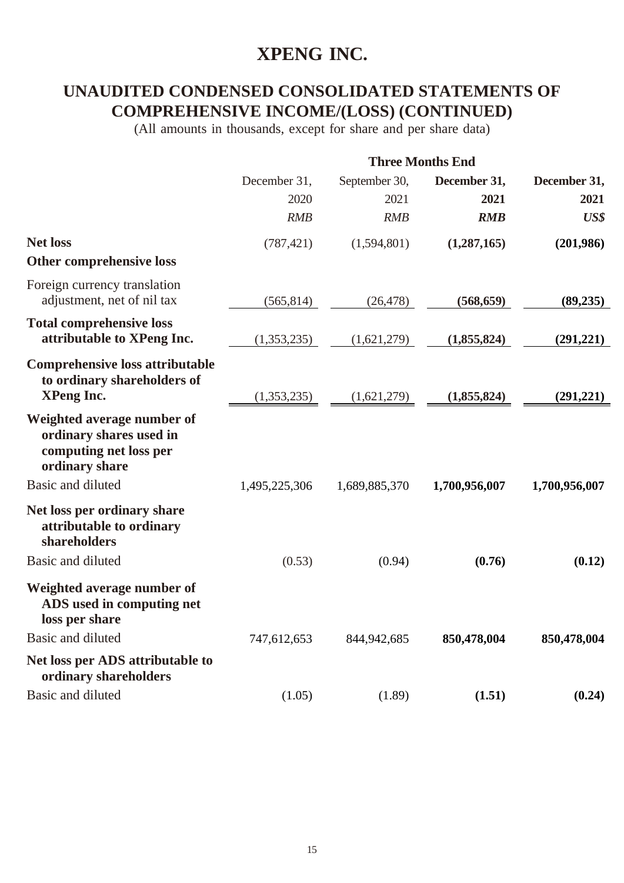# XPENG INC.

## UNAUDITED CONDENSED CONSOLIDATED STATEMENTS OF COMPREHENSIVE INCOME/(LOSS) (CONTINUED)

(All amounts in thousands, except for share and per share data)

| | Three Months End | | | |
|---|---|---|---|---|
| | December 31, 2020 | September 30, 2021 | **December 31, 2021** | **December 31, 2021** |
| | *RMB* | *RMB* | ***RMB*** | ***US$*** |
| **Net loss** | (787,421) | (1,594,801) | **(1,287,165)** | **(201,986)** |
| **Other comprehensive loss** | | | | |
| Foreign currency translation adjustment, net of nil tax | (565,814) | (26,478) | **(568,659)** | **(89,235)** |
| **Total comprehensive loss attributable to XPeng Inc.** | (1,353,235) | (1,621,279) | **(1,855,824)** | **(291,221)** |
| **Comprehensive loss attributable to ordinary shareholders of XPeng Inc.** | (1,353,235) | (1,621,279) | **(1,855,824)** | **(291,221)** |
| **Weighted average number of ordinary shares used in computing net loss per ordinary share** | | | | |
| Basic and diluted | 1,495,225,306 | 1,689,885,370 | **1,700,956,007** | **1,700,956,007** |
| **Net loss per ordinary share attributable to ordinary shareholders** | | | | |
| Basic and diluted | (0.53) | (0.94) | **(0.76)** | **(0.12)** |
| **Weighted average number of ADS used in computing net loss per share** | | | | |
| Basic and diluted | 747,612,653 | 844,942,685 | **850,478,004** | **850,478,004** |
| **Net loss per ADS attributable to ordinary shareholders** | | | | |
| Basic and diluted | (1.05) | (1.89) | **(1.51)** | **(0.24)** |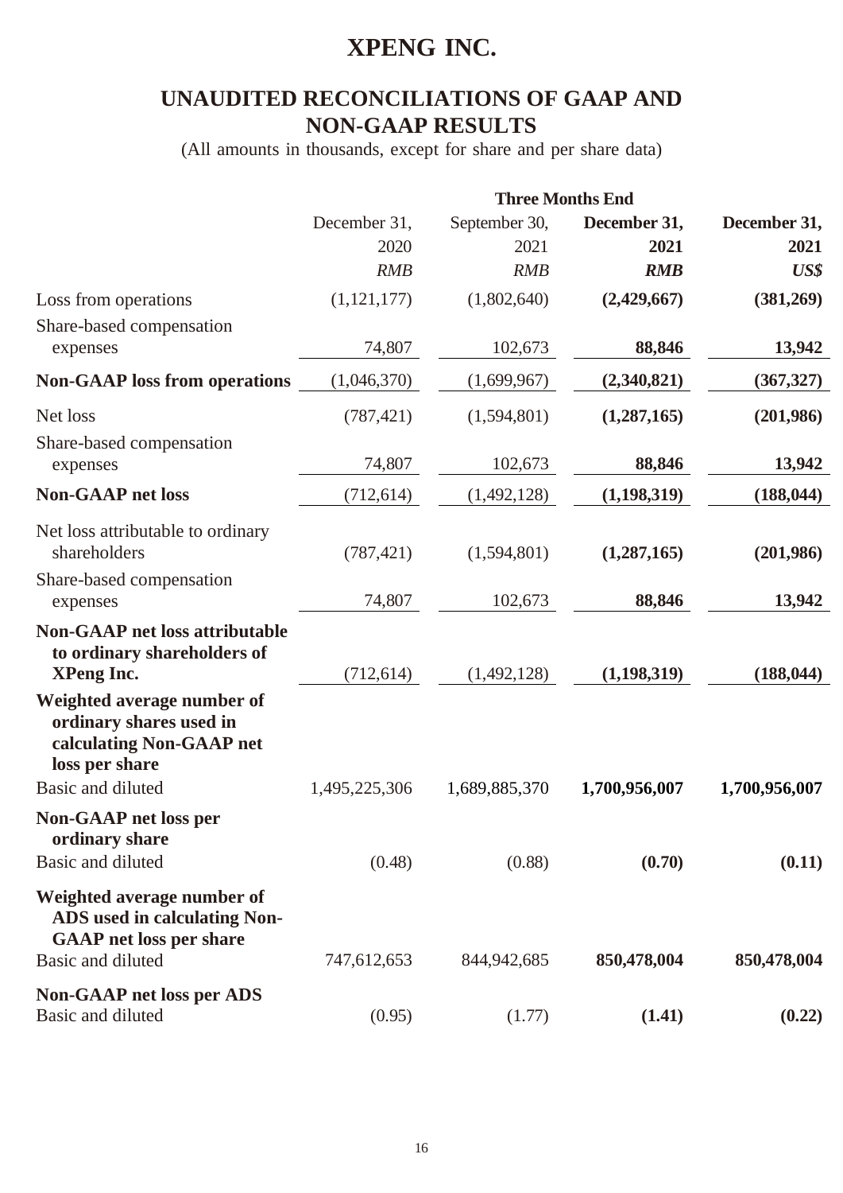# XPENG INC.

## UNAUDITED RECONCILIATIONS OF GAAP AND NON-GAAP RESULTS

(All amounts in thousands, except for share and per share data)

| | Three Months End | | | |
|---|---|---|---|---|
| | December 31, 2020 | September 30, 2021 | **December 31, 2021** | **December 31, 2021** |
| | *RMB* | *RMB* | ***RMB*** | ***US$*** |
| Loss from operations | (1,121,177) | (1,802,640) | **(2,429,667)** | **(381,269)** |
| Share-based compensation expenses | 74,807 | 102,673 | **88,846** | **13,942** |
| **Non-GAAP loss from operations** | (1,046,370) | (1,699,967) | **(2,340,821)** | **(367,327)** |
| Net loss | (787,421) | (1,594,801) | **(1,287,165)** | **(201,986)** |
| Share-based compensation expenses | 74,807 | 102,673 | **88,846** | **13,942** |
| **Non-GAAP net loss** | (712,614) | (1,492,128) | **(1,198,319)** | **(188,044)** |
| Net loss attributable to ordinary shareholders | (787,421) | (1,594,801) | **(1,287,165)** | **(201,986)** |
| Share-based compensation expenses | 74,807 | 102,673 | **88,846** | **13,942** |
| **Non-GAAP net loss attributable to ordinary shareholders of XPeng Inc.** | (712,614) | (1,492,128) | **(1,198,319)** | **(188,044)** |
| **Weighted average number of ordinary shares used in calculating Non-GAAP net loss per share** | | | | |
| Basic and diluted | 1,495,225,306 | 1,689,885,370 | **1,700,956,007** | **1,700,956,007** |
| **Non-GAAP net loss per ordinary share** | | | | |
| Basic and diluted | (0.48) | (0.88) | **(0.70)** | **(0.11)** |
| **Weighted average number of ADS used in calculating Non-GAAP net loss per share** | | | | |
| Basic and diluted | 747,612,653 | 844,942,685 | **850,478,004** | **850,478,004** |
| **Non-GAAP net loss per ADS** | | | | |
| Basic and diluted | (0.95) | (1.77) | **(1.41)** | **(0.22)** |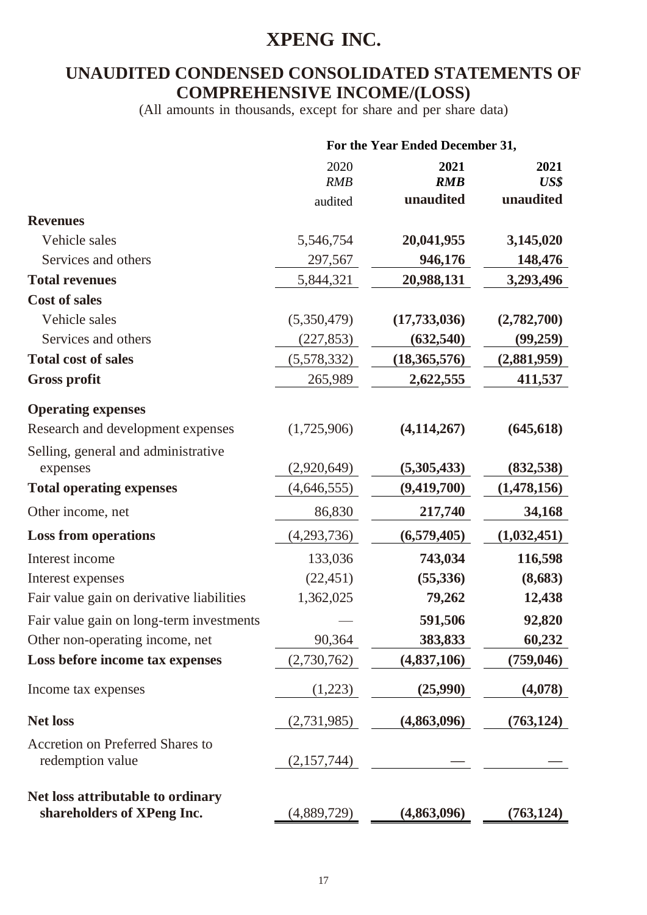# XPENG INC.

## UNAUDITED CONDENSED CONSOLIDATED STATEMENTS OF COMPREHENSIVE INCOME/(LOSS)

(All amounts in thousands, except for share and per share data)

| | For the Year Ended December 31, | | |
|---|---|---|---|
| | 2020 | **2021** | **2021** |
| | *RMB* | ***RMB*** | ***US$*** |
| | audited | **unaudited** | **unaudited** |
| **Revenues** | | | |
| Vehicle sales | 5,546,754 | **20,041,955** | **3,145,020** |
| Services and others | 297,567 | **946,176** | **148,476** |
| **Total revenues** | 5,844,321 | **20,988,131** | **3,293,496** |
| **Cost of sales** | | | |
| Vehicle sales | (5,350,479) | **(17,733,036)** | **(2,782,700)** |
| Services and others | (227,853) | **(632,540)** | **(99,259)** |
| **Total cost of sales** | (5,578,332) | **(18,365,576)** | **(2,881,959)** |
| **Gross profit** | 265,989 | **2,622,555** | **411,537** |
| **Operating expenses** | | | |
| Research and development expenses | (1,725,906) | **(4,114,267)** | **(645,618)** |
| Selling, general and administrative expenses | (2,920,649) | **(5,305,433)** | **(832,538)** |
| **Total operating expenses** | (4,646,555) | **(9,419,700)** | **(1,478,156)** |
| Other income, net | 86,830 | **217,740** | **34,168** |
| **Loss from operations** | (4,293,736) | **(6,579,405)** | **(1,032,451)** |
| Interest income | 133,036 | **743,034** | **116,598** |
| Interest expenses | (22,451) | **(55,336)** | **(8,683)** |
| Fair value gain on derivative liabilities | 1,362,025 | **79,262** | **12,438** |
| Fair value gain on long-term investments | — | **591,506** | **92,820** |
| Other non-operating income, net | 90,364 | **383,833** | **60,232** |
| **Loss before income tax expenses** | (2,730,762) | **(4,837,106)** | **(759,046)** |
| Income tax expenses | (1,223) | **(25,990)** | **(4,078)** |
| **Net loss** | (2,731,985) | **(4,863,096)** | **(763,124)** |
| Accretion on Preferred Shares to redemption value | (2,157,744) | **—** | **—** |
| **Net loss attributable to ordinary shareholders of XPeng Inc.** | (4,889,729) | **(4,863,096)** | **(763,124)** |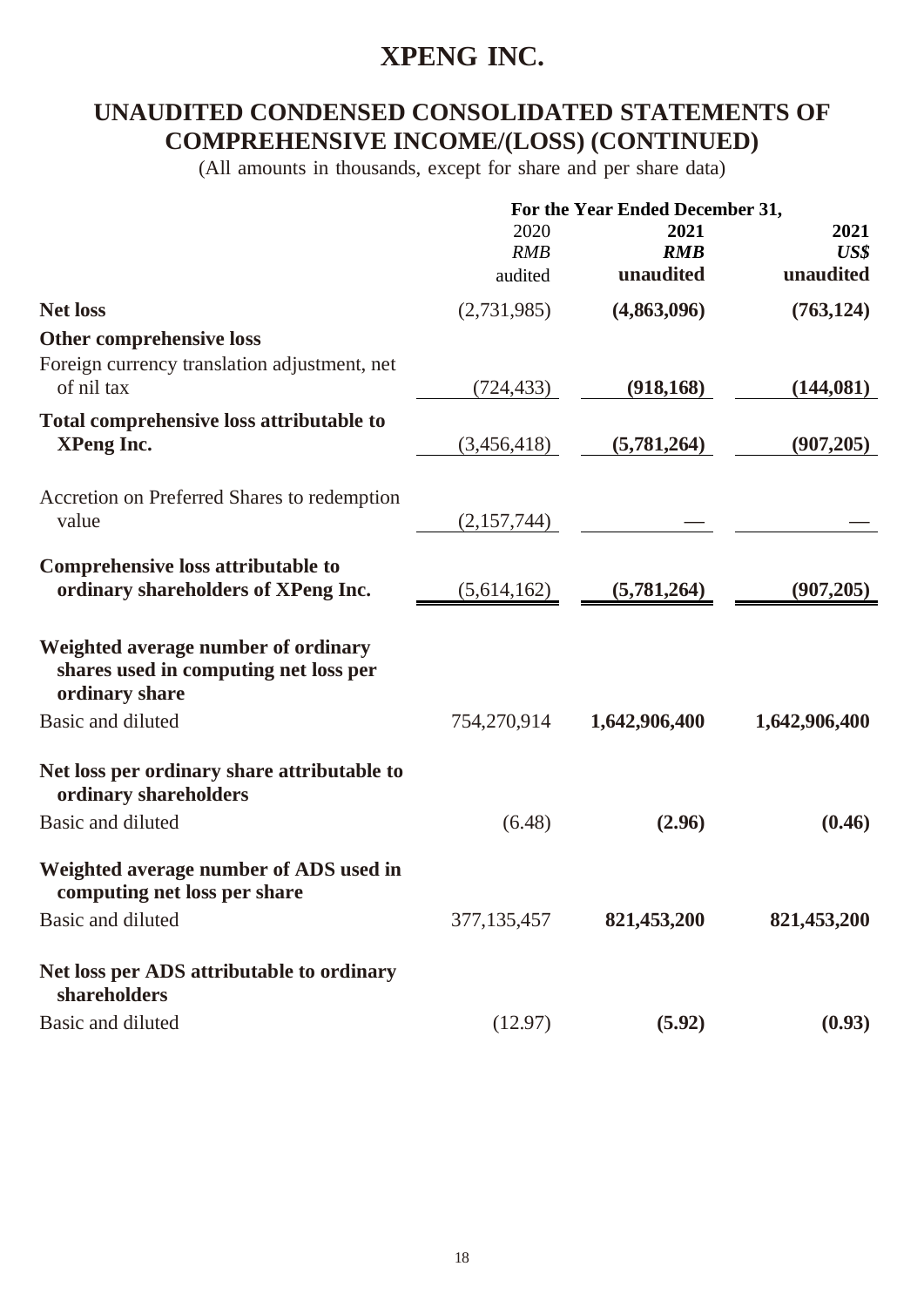# XPENG INC.

## UNAUDITED CONDENSED CONSOLIDATED STATEMENTS OF COMPREHENSIVE INCOME/(LOSS) (CONTINUED)

(All amounts in thousands, except for share and per share data)

| | For the Year Ended December 31, | | |
|---|---|---|---|
| | 2020 | **2021** | **2021** |
| | *RMB* | ***RMB*** | ***US$*** |
| | audited | **unaudited** | **unaudited** |
| **Net loss** | (2,731,985) | **(4,863,096)** | **(763,124)** |
| **Other comprehensive loss** | | | |
| Foreign currency translation adjustment, net of nil tax | (724,433) | **(918,168)** | **(144,081)** |
| **Total comprehensive loss attributable to XPeng Inc.** | (3,456,418) | **(5,781,264)** | **(907,205)** |
| Accretion on Preferred Shares to redemption value | (2,157,744) | — | — |
| **Comprehensive loss attributable to ordinary shareholders of XPeng Inc.** | (5,614,162) | **(5,781,264)** | **(907,205)** |
| **Weighted average number of ordinary shares used in computing net loss per ordinary share** | | | |
| Basic and diluted | 754,270,914 | **1,642,906,400** | **1,642,906,400** |
| **Net loss per ordinary share attributable to ordinary shareholders** | | | |
| Basic and diluted | (6.48) | **(2.96)** | **(0.46)** |
| **Weighted average number of ADS used in computing net loss per share** | | | |
| Basic and diluted | 377,135,457 | **821,453,200** | **821,453,200** |
| **Net loss per ADS attributable to ordinary shareholders** | | | |
| Basic and diluted | (12.97) | **(5.92)** | **(0.93)** |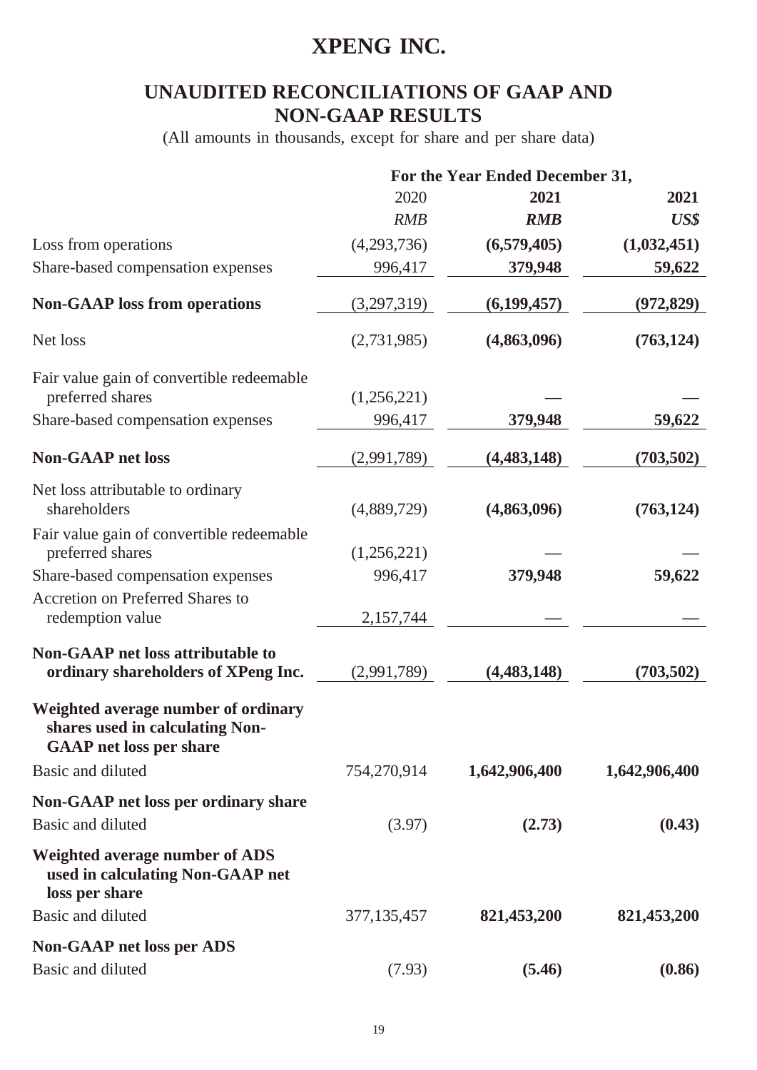# XPENG INC.

## UNAUDITED RECONCILIATIONS OF GAAP AND NON-GAAP RESULTS

(All amounts in thousands, except for share and per share data)

| | For the Year Ended December 31, | | |
|---|---|---|---|
| | 2020 | **2021** | **2021** |
| | *RMB* | ***RMB*** | ***US$*** |
| Loss from operations | (4,293,736) | **(6,579,405)** | **(1,032,451)** |
| Share-based compensation expenses | 996,417 | **379,948** | **59,622** |
| **Non-GAAP loss from operations** | (3,297,319) | **(6,199,457)** | **(972,829)** |
| Net loss | (2,731,985) | **(4,863,096)** | **(763,124)** |
| Fair value gain of convertible redeemable preferred shares | (1,256,221) | — | — |
| Share-based compensation expenses | 996,417 | **379,948** | **59,622** |
| **Non-GAAP net loss** | (2,991,789) | **(4,483,148)** | **(703,502)** |
| Net loss attributable to ordinary shareholders | (4,889,729) | **(4,863,096)** | **(763,124)** |
| Fair value gain of convertible redeemable preferred shares | (1,256,221) | — | — |
| Share-based compensation expenses | 996,417 | **379,948** | **59,622** |
| Accretion on Preferred Shares to redemption value | 2,157,744 | — | — |
| **Non-GAAP net loss attributable to ordinary shareholders of XPeng Inc.** | (2,991,789) | **(4,483,148)** | **(703,502)** |
| **Weighted average number of ordinary shares used in calculating Non-GAAP net loss per share** | | | |
| Basic and diluted | 754,270,914 | **1,642,906,400** | **1,642,906,400** |
| **Non-GAAP net loss per ordinary share** | | | |
| Basic and diluted | (3.97) | **(2.73)** | **(0.43)** |
| **Weighted average number of ADS used in calculating Non-GAAP net loss per share** | | | |
| Basic and diluted | 377,135,457 | **821,453,200** | **821,453,200** |
| **Non-GAAP net loss per ADS** | | | |
| Basic and diluted | (7.93) | **(5.46)** | **(0.86)** |